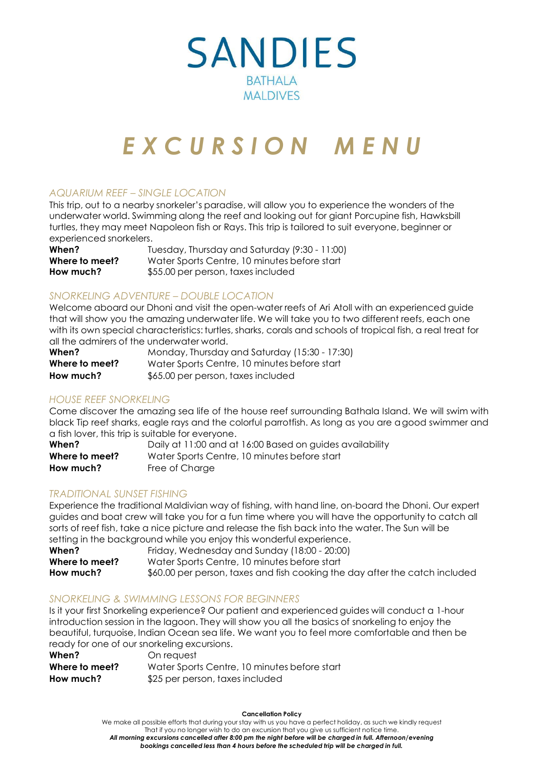# SANDIES

BATHALA
MALDIVES

# *EXCURSION MENU*

### *AQUARIUM REEF – SINGLE LOCATION*

This trip, out to a nearby snorkeler's paradise, will allow you to experience the wonders of the underwater world. Swimming along the reef and looking out for giant Porcupine fish, Hawksbill turtles, they may meet Napoleon fish or Rays. This trip is tailored to suit everyone, beginner or experienced snorkelers.

**When?** Tuesday, Thursday and Saturday (9:30 - 11:00)
**Where to meet?** Water Sports Centre, 10 minutes before start
**How much?** $55.00 per person, taxes included

### *SNORKELING ADVENTURE – DOUBLE LOCATION*

Welcome aboard our Dhoni and visit the open-water reefs of Ari Atoll with an experienced guide that will show you the amazing underwater life. We will take you to two different reefs, each one with its own special characteristics: turtles, sharks, corals and schools of tropical fish, a real treat for all the admirers of the underwater world.

**When?** Monday, Thursday and Saturday (15:30 - 17:30)
**Where to meet?** Water Sports Centre, 10 minutes before start
**How much?** $65.00 per person, taxes included

### *HOUSE REEF SNORKELING*

Come discover the amazing sea life of the house reef surrounding Bathala Island. We will swim with black Tip reef sharks, eagle rays and the colorful parrotfish. As long as you are a good swimmer and a fish lover, this trip is suitable for everyone.

**When?** Daily at 11:00 and at 16:00 Based on guides availability
**Where to meet?** Water Sports Centre, 10 minutes before start
**How much?** Free of Charge

### *TRADITIONAL SUNSET FISHING*

Experience the traditional Maldivian way of fishing, with hand line, on-board the Dhoni. Our expert guides and boat crew will take you for a fun time where you will have the opportunity to catch all sorts of reef fish, take a nice picture and release the fish back into the water. The Sun will be setting in the background while you enjoy this wonderful experience.

**When?** Friday, Wednesday and Sunday (18:00 - 20:00)
**Where to meet?** Water Sports Centre, 10 minutes before start
**How much?** $60.00 per person, taxes and fish cooking the day after the catch included

### *SNORKELING & SWIMMING LESSONS FOR BEGINNERS*

Is it your first Snorkeling experience? Our patient and experienced guides will conduct a 1-hour introduction session in the lagoon. They will show you all the basics of snorkeling to enjoy the beautiful, turquoise, Indian Ocean sea life. We want you to feel more comfortable and then be ready for one of our snorkeling excursions.

**When?** On request
**Where to meet?** Water Sports Centre, 10 minutes before start
**How much?** $25 per person, taxes included

**Cancellation Policy**

We make all possible efforts that during your stay with us you have a perfect holiday, as such we kindly request That if you no longer wish to do an excursion that you give us sufficient notice time.
***All morning excursions cancelled after 8:00 pm the night before will be charged in full. Afternoon/evening bookings cancelled less than 4 hours before the scheduled trip will be charged in full.***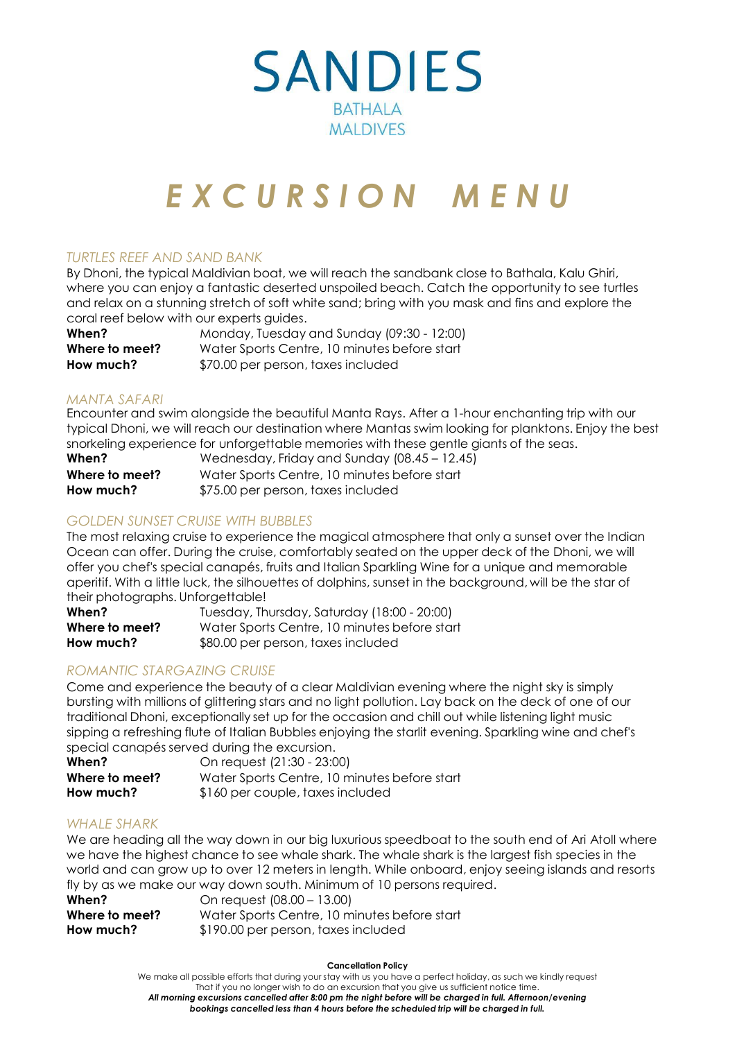# SANDIES

BATHALA
MALDIVES

# *EXCURSION MENU*

## *TURTLES REEF AND SAND BANK*

By Dhoni, the typical Maldivian boat, we will reach the sandbank close to Bathala, Kalu Ghiri, where you can enjoy a fantastic deserted unspoiled beach. Catch the opportunity to see turtles and relax on a stunning stretch of soft white sand; bring with you mask and fins and explore the coral reef below with our experts guides.

**When?** Monday, Tuesday and Sunday (09:30 - 12:00)
**Where to meet?** Water Sports Centre, 10 minutes before start
**How much?** $70.00 per person, taxes included

## *MANTA SAFARI*

Encounter and swim alongside the beautiful Manta Rays. After a 1-hour enchanting trip with our typical Dhoni, we will reach our destination where Mantas swim looking for planktons. Enjoy the best snorkeling experience for unforgettable memories with these gentle giants of the seas.

**When?** Wednesday, Friday and Sunday (08.45 – 12.45)
**Where to meet?** Water Sports Centre, 10 minutes before start
**How much?** $75.00 per person, taxes included

## *GOLDEN SUNSET CRUISE WITH BUBBLES*

The most relaxing cruise to experience the magical atmosphere that only a sunset over the Indian Ocean can offer. During the cruise, comfortably seated on the upper deck of the Dhoni, we will offer you chef's special canapés, fruits and Italian Sparkling Wine for a unique and memorable aperitif. With a little luck, the silhouettes of dolphins, sunset in the background, will be the star of their photographs. Unforgettable!

**When?** Tuesday, Thursday, Saturday (18:00 - 20:00)
**Where to meet?** Water Sports Centre, 10 minutes before start
**How much?** $80.00 per person, taxes included

## *ROMANTIC STARGAZING CRUISE*

Come and experience the beauty of a clear Maldivian evening where the night sky is simply bursting with millions of glittering stars and no light pollution. Lay back on the deck of one of our traditional Dhoni, exceptionally set up for the occasion and chill out while listening light music sipping a refreshing flute of Italian Bubbles enjoying the starlit evening. Sparkling wine and chef's special canapés served during the excursion.

**When?** On request (21:30 - 23:00)
**Where to meet?** Water Sports Centre, 10 minutes before start
**How much?** $160 per couple, taxes included

## *WHALE SHARK*

We are heading all the way down in our big luxurious speedboat to the south end of Ari Atoll where we have the highest chance to see whale shark. The whale shark is the largest fish species in the world and can grow up to over 12 meters in length. While onboard, enjoy seeing islands and resorts fly by as we make our way down south. Minimum of 10 persons required.

**When?** On request (08.00 – 13.00)
**Where to meet?** Water Sports Centre, 10 minutes before start
**How much?** $190.00 per person, taxes included

**Cancellation Policy**

We make all possible efforts that during your stay with us you have a perfect holiday, as such we kindly request That if you no longer wish to do an excursion that you give us sufficient notice time.

***All morning excursions cancelled after 8:00 pm the night before will be charged in full. Afternoon/evening bookings cancelled less than 4 hours before the scheduled trip will be charged in full.***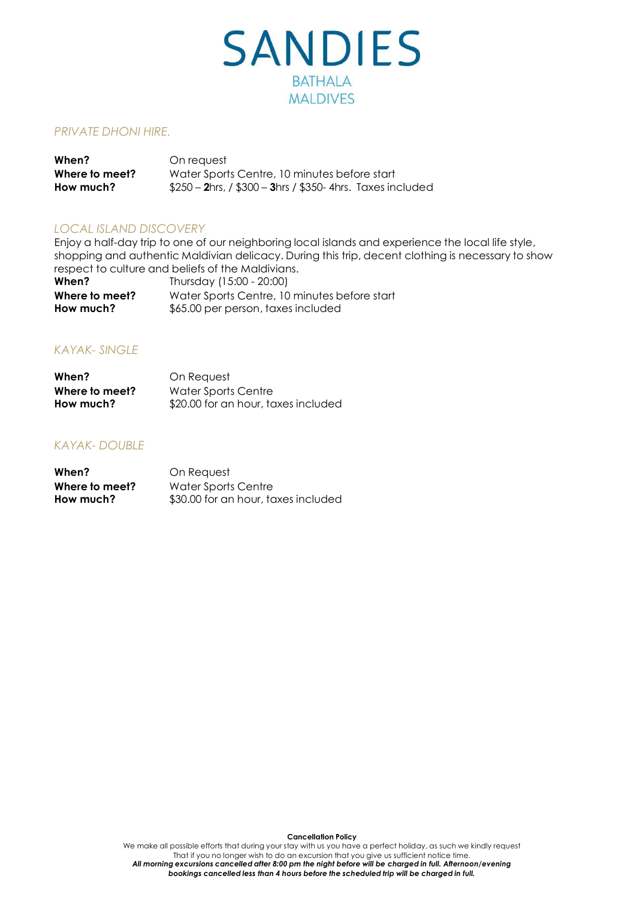# SANDIES
BATHALA
MALDIVES

*PRIVATE DHONI HIRE.*

| | |
|---|---|
| **When?** | On request |
| **Where to meet?** | Water Sports Centre, 10 minutes before start |
| **How much?** | $250 – **2**hrs, / $300 – **3**hrs / $350- 4hrs. Taxes included |

*LOCAL ISLAND DISCOVERY*

Enjoy a half-day trip to one of our neighboring local islands and experience the local life style, shopping and authentic Maldivian delicacy. During this trip, decent clothing is necessary to show respect to culture and beliefs of the Maldivians.

| | |
|---|---|
| **When?** | Thursday (15:00 - 20:00) |
| **Where to meet?** | Water Sports Centre, 10 minutes before start |
| **How much?** | $65.00 per person, taxes included |

*KAYAK- SINGLE*

| | |
|---|---|
| **When?** | On Request |
| **Where to meet?** | Water Sports Centre |
| **How much?** | $20.00 for an hour, taxes included |

*KAYAK- DOUBLE*

| | |
|---|---|
| **When?** | On Request |
| **Where to meet?** | Water Sports Centre |
| **How much?** | $30.00 for an hour, taxes included |

**Cancellation Policy**

We make all possible efforts that during your stay with us you have a perfect holiday, as such we kindly request That if you no longer wish to do an excursion that you give us sufficient notice time.

***All morning excursions cancelled after 8:00 pm the night before will be charged in full. Afternoon/evening bookings cancelled less than 4 hours before the scheduled trip will be charged in full.***